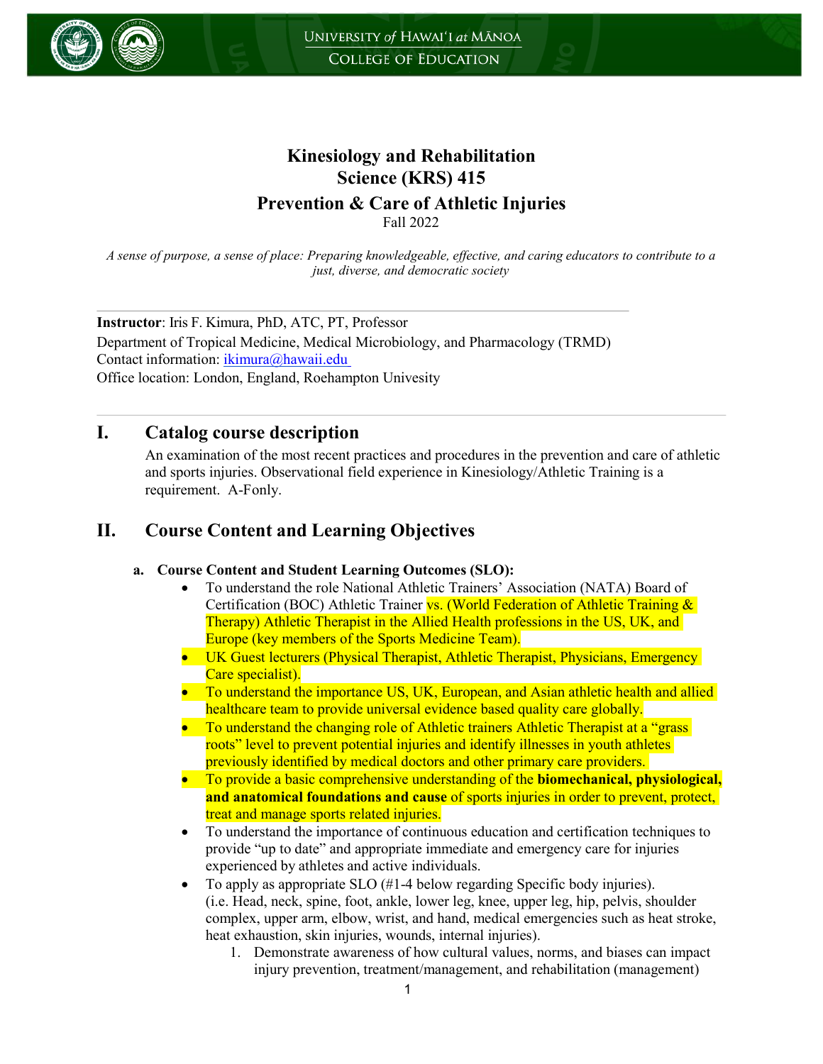# Kinesiology and Rehabilitation Science (KRS) 415

## Prevention & Care of Athletic Injuries

Fall 2022

*A sense of purpose, a sense of place: Preparing knowledgeable, effective, and caring educators to contribute to a just, diverse, and democratic society*

---

**Instructor**: Iris F. Kimura, PhD, ATC, PT, Professor

Department of Tropical Medicine, Medical Microbiology, and Pharmacology (TRMD)

Contact information: ikimura@hawaii.edu

Office location: London, England, Roehampton University

---

## I. Catalog course description

An examination of the most recent practices and procedures in the prevention and care of athletic and sports injuries. Observational field experience in Kinesiology/Athletic Training is a requirement. A-Fonly.

## II. Course Content and Learning Objectives

### a. Course Content and Student Learning Outcomes (SLO):

- To understand the role National Athletic Trainers' Association (NATA) Board of Certification (BOC) Athletic Trainer vs. (World Federation of Athletic Training & Therapy) Athletic Therapist in the Allied Health professions in the US, UK, and Europe (key members of the Sports Medicine Team).
- UK Guest lecturers (Physical Therapist, Athletic Therapist, Physicians, Emergency Care specialist).
- To understand the importance US, UK, European, and Asian athletic health and allied healthcare team to provide universal evidence based quality care globally.
- To understand the changing role of Athletic trainers Athletic Therapist at a "grass roots" level to prevent potential injuries and identify illnesses in youth athletes previously identified by medical doctors and other primary care providers.
- To provide a basic comprehensive understanding of the **biomechanical, physiological, and anatomical foundations and cause** of sports injuries in order to prevent, protect, treat and manage sports related injuries.
- To understand the importance of continuous education and certification techniques to provide "up to date" and appropriate immediate and emergency care for injuries experienced by athletes and active individuals.
- To apply as appropriate SLO (#1-4 below regarding Specific body injuries). (i.e. Head, neck, spine, foot, ankle, lower leg, knee, upper leg, hip, pelvis, shoulder complex, upper arm, elbow, wrist, and hand, medical emergencies such as heat stroke, heat exhaustion, skin injuries, wounds, internal injuries).
    1. Demonstrate awareness of how cultural values, norms, and biases can impact injury prevention, treatment/management, and rehabilitation (management)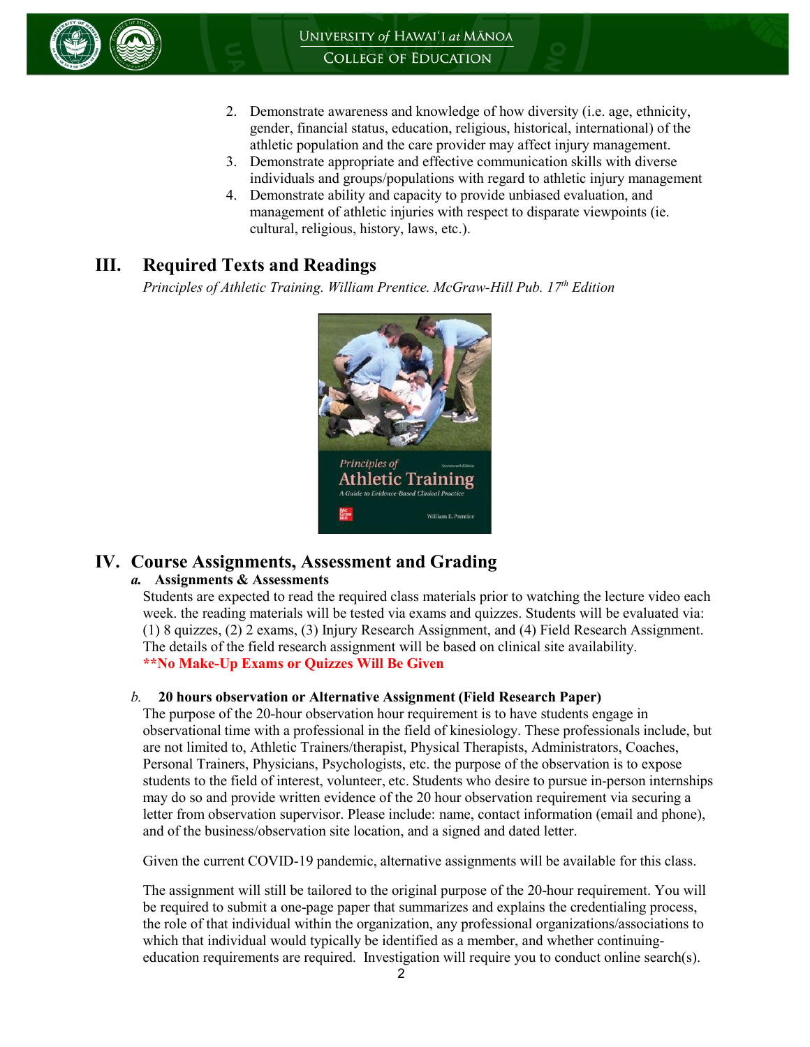2. Demonstrate awareness and knowledge of how diversity (i.e. age, ethnicity, gender, financial status, education, religious, historical, international) of the athletic population and the care provider may affect injury management.
3. Demonstrate appropriate and effective communication skills with diverse individuals and groups/populations with regard to athletic injury management
4. Demonstrate ability and capacity to provide unbiased evaluation, and management of athletic injuries with respect to disparate viewpoints (ie. cultural, religious, history, laws, etc.).

## III. Required Texts and Readings

*Principles of Athletic Training. William Prentice. McGraw-Hill Pub. 17th Edition*

## IV. Course Assignments, Assessment and Grading

### *a.* Assignments & Assessments

Students are expected to read the required class materials prior to watching the lecture video each week. the reading materials will be tested via exams and quizzes. Students will be evaluated via: (1) 8 quizzes, (2) 2 exams, (3) Injury Research Assignment, and (4) Field Research Assignment. The details of the field research assignment will be based on clinical site availability.

**\*\*No Make-Up Exams or Quizzes Will Be Given**

### *b.* 20 hours observation or Alternative Assignment (Field Research Paper)

The purpose of the 20-hour observation hour requirement is to have students engage in observational time with a professional in the field of kinesiology. These professionals include, but are not limited to, Athletic Trainers/therapist, Physical Therapists, Administrators, Coaches, Personal Trainers, Physicians, Psychologists, etc. the purpose of the observation is to expose students to the field of interest, volunteer, etc. Students who desire to pursue in-person internships may do so and provide written evidence of the 20 hour observation requirement via securing a letter from observation supervisor. Please include: name, contact information (email and phone), and of the business/observation site location, and a signed and dated letter.

Given the current COVID-19 pandemic, alternative assignments will be available for this class.

The assignment will still be tailored to the original purpose of the 20-hour requirement. You will be required to submit a one-page paper that summarizes and explains the credentialing process, the role of that individual within the organization, any professional organizations/associations to which that individual would typically be identified as a member, and whether continuing-education requirements are required. Investigation will require you to conduct online search(s).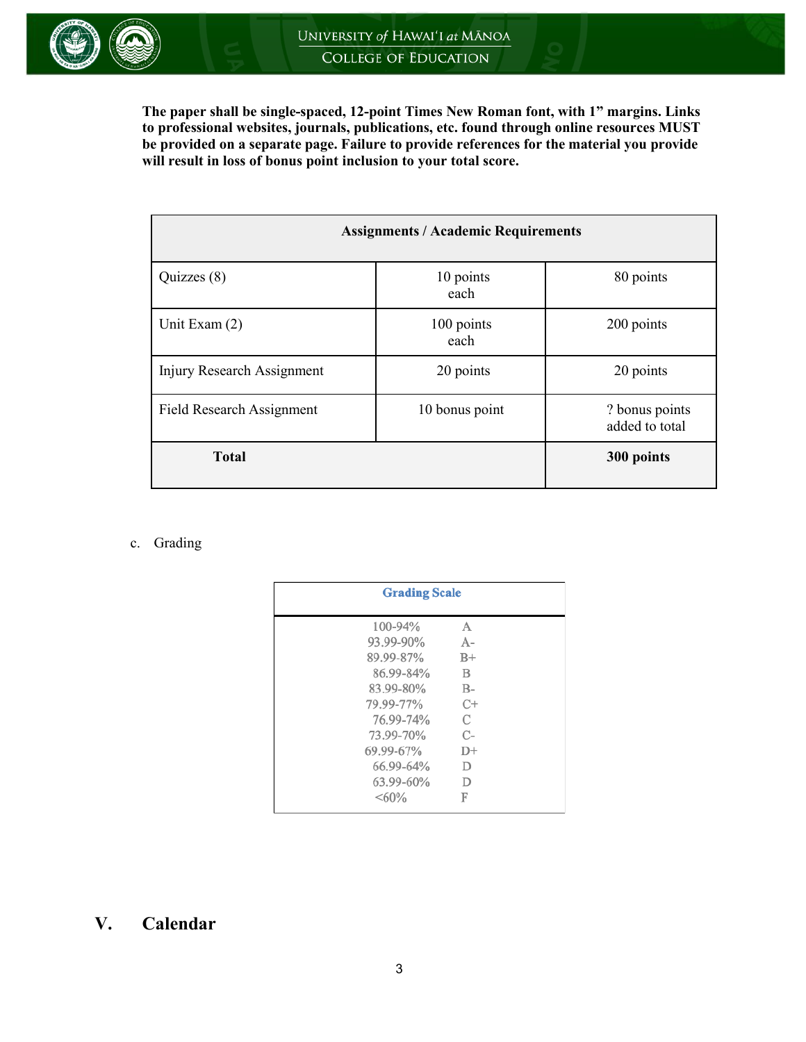**The paper shall be single-spaced, 12-point Times New Roman font, with 1" margins. Links to professional websites, journals, publications, etc. found through online resources MUST be provided on a separate page. Failure to provide references for the material you provide will result in loss of bonus point inclusion to your total score.**

| **Assignments / Academic Requirements** | | |
|---|---|---|
| Quizzes (8) | 10 points each | 80 points |
| Unit Exam (2) | 100 points each | 200 points |
| Injury Research Assignment | 20 points | 20 points |
| Field Research Assignment | 10 bonus point | ? bonus points added to total |
| **Total** | | **300 points** |

c. Grading

| Grading Scale | |
|---|---|
| 100-94% | A |
| 93.99-90% | A- |
| 89.99-87% | B+ |
| 86.99-84% | B |
| 83.99-80% | B- |
| 79.99-77% | C+ |
| 76.99-74% | C |
| 73.99-70% | C- |
| 69.99-67% | D+ |
| 66.99-64% | D |
| 63.99-60% | D |
| <60% | F |

## V. Calendar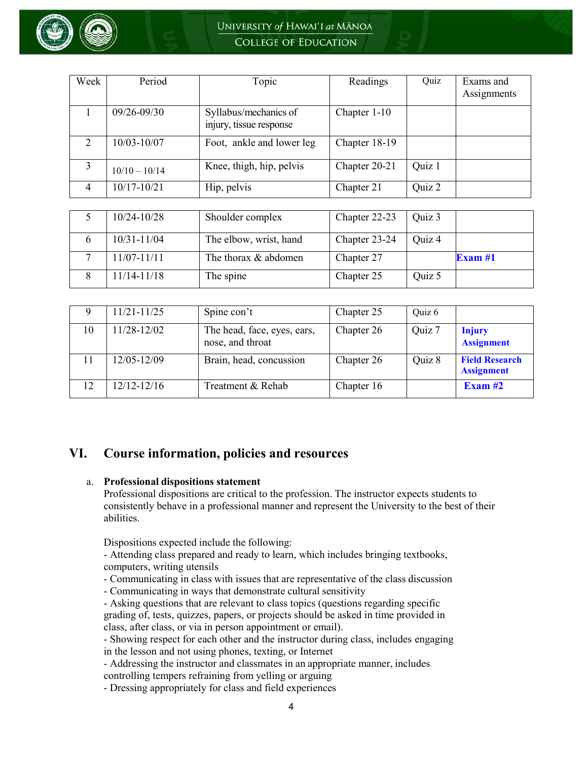| Week | Period | Topic | Readings | Quiz | Exams and Assignments |
|---|---|---|---|---|---|
| 1 | 09/26-09/30 | Syllabus/mechanics of injury, tissue response | Chapter 1-10 | | |
| 2 | 10/03-10/07 | Foot, ankle and lower leg | Chapter 18-19 | | |
| 3 | 10/10 – 10/14 | Knee, thigh, hip, pelvis | Chapter 20-21 | Quiz 1 | |
| 4 | 10/17-10/21 | Hip, pelvis | Chapter 21 | Quiz 2 | |
| 5 | 10/24-10/28 | Shoulder complex | Chapter 22-23 | Quiz 3 | |
| 6 | 10/31-11/04 | The elbow, wrist, hand | Chapter 23-24 | Quiz 4 | |
| 7 | 11/07-11/11 | The thorax & abdomen | Chapter 27 | | **Exam #1** |
| 8 | 11/14-11/18 | The spine | Chapter 25 | Quiz 5 | |
| 9 | 11/21-11/25 | Spine con't | Chapter 25 | Quiz 6 | |
| 10 | 11/28-12/02 | The head, face, eyes, ears, nose, and throat | Chapter 26 | Quiz 7 | **Injury Assignment** |
| 11 | 12/05-12/09 | Brain, head, concussion | Chapter 26 | Quiz 8 | **Field Research Assignment** |
| 12 | 12/12-12/16 | Treatment & Rehab | Chapter 16 | | **Exam #2** |

## VI. Course information, policies and resources

a. **Professional dispositions statement**

Professional dispositions are critical to the profession. The instructor expects students to consistently behave in a professional manner and represent the University to the best of their abilities.

Dispositions expected include the following:
- Attending class prepared and ready to learn, which includes bringing textbooks, computers, writing utensils
- Communicating in class with issues that are representative of the class discussion
- Communicating in ways that demonstrate cultural sensitivity
- Asking questions that are relevant to class topics (questions regarding specific grading of, tests, quizzes, papers, or projects should be asked in time provided in class, after class, or via in person appointment or email).
- Showing respect for each other and the instructor during class, includes engaging in the lesson and not using phones, texting, or Internet
- Addressing the instructor and classmates in an appropriate manner, includes controlling tempers refraining from yelling or arguing
- Dressing appropriately for class and field experiences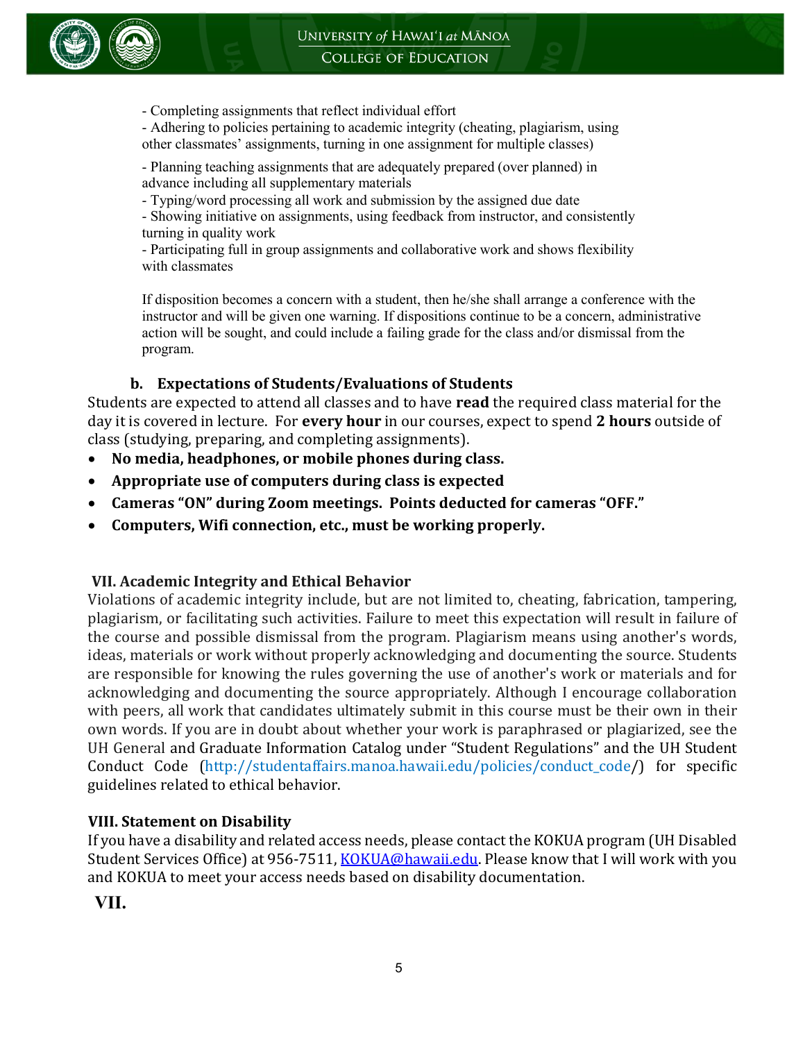- Completing assignments that reflect individual effort
- Adhering to policies pertaining to academic integrity (cheating, plagiarism, using other classmates' assignments, turning in one assignment for multiple classes)
- Planning teaching assignments that are adequately prepared (over planned) in advance including all supplementary materials
- Typing/word processing all work and submission by the assigned due date
- Showing initiative on assignments, using feedback from instructor, and consistently turning in quality work
- Participating full in group assignments and collaborative work and shows flexibility with classmates

If disposition becomes a concern with a student, then he/she shall arrange a conference with the instructor and will be given one warning. If dispositions continue to be a concern, administrative action will be sought, and could include a failing grade for the class and/or dismissal from the program.

### b. Expectations of Students/Evaluations of Students

Students are expected to attend all classes and to have **read** the required class material for the day it is covered in lecture. For **every hour** in our courses, expect to spend **2 hours** outside of class (studying, preparing, and completing assignments).

- **No media, headphones, or mobile phones during class.**
- **Appropriate use of computers during class is expected**
- **Cameras "ON" during Zoom meetings. Points deducted for cameras "OFF."**
- **Computers, Wifi connection, etc., must be working properly.**

## VII. Academic Integrity and Ethical Behavior

Violations of academic integrity include, but are not limited to, cheating, fabrication, tampering, plagiarism, or facilitating such activities. Failure to meet this expectation will result in failure of the course and possible dismissal from the program. Plagiarism means using another's words, ideas, materials or work without properly acknowledging and documenting the source. Students are responsible for knowing the rules governing the use of another's work or materials and for acknowledging and documenting the source appropriately. Although I encourage collaboration with peers, all work that candidates ultimately submit in this course must be their own in their own words. If you are in doubt about whether your work is paraphrased or plagiarized, see the UH General and Graduate Information Catalog under "Student Regulations" and the UH Student Conduct Code (http://studentaffairs.manoa.hawaii.edu/policies/conduct_code/) for specific guidelines related to ethical behavior.

## VIII. Statement on Disability

If you have a disability and related access needs, please contact the KOKUA program (UH Disabled Student Services Office) at 956-7511, KOKUA@hawaii.edu. Please know that I will work with you and KOKUA to meet your access needs based on disability documentation.

## VII.